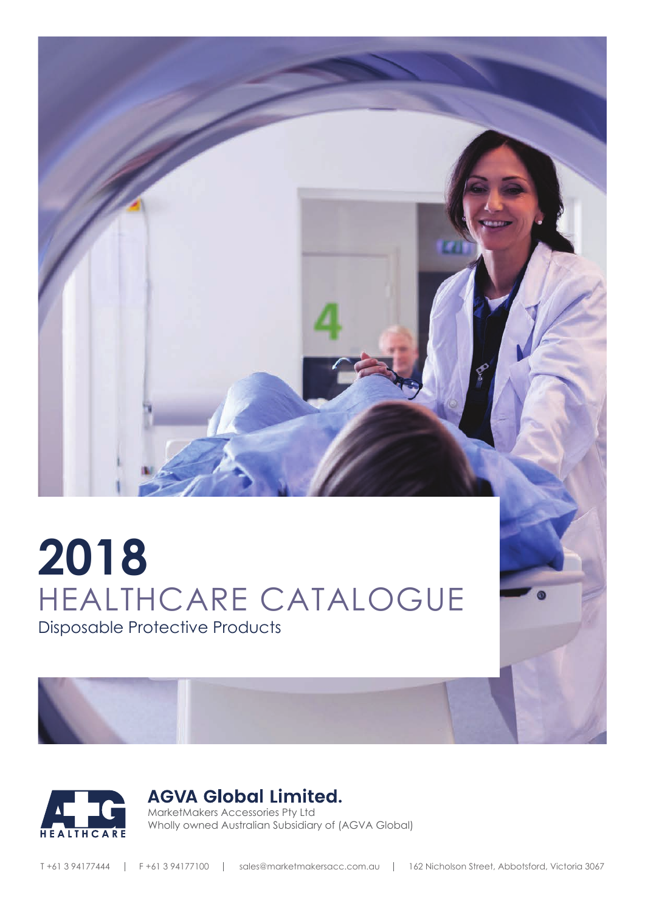# 2018

## HEALTHCARE CATALOGUE

Disposable Protective Products

**AGVA Global Limited.**

MarketMakers Accessories Pty Ltd

Wholly owned Australian Subsidiary of (AGVA Global)

T +61 3 94177444 | F +61 3 94177100 | sales@marketmakersacc.com.au | 162 Nicholson Street, Abbotsford, Victoria 3067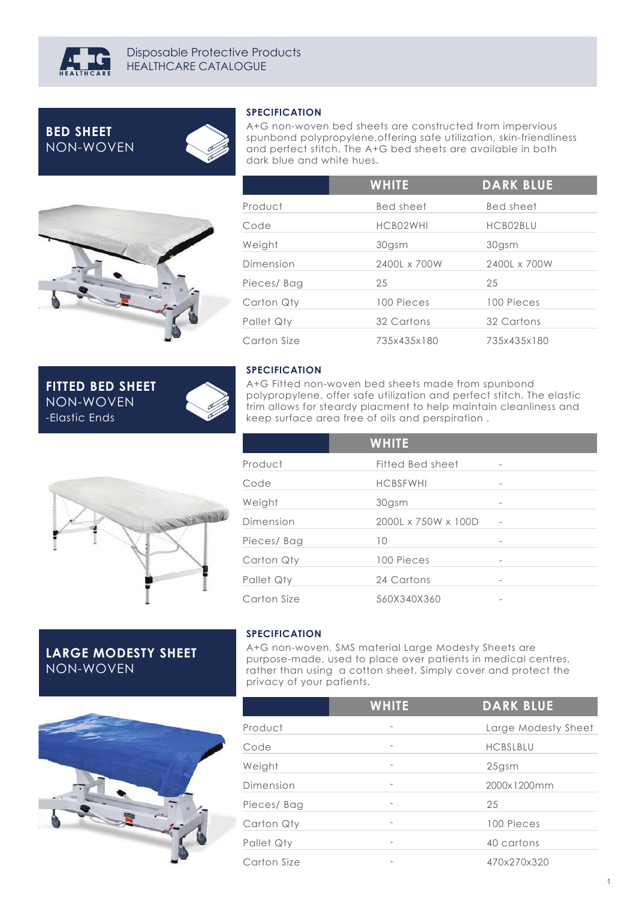Disposable Protective Products
HEALTHCARE CATALOGUE

## BED SHEET
NON-WOVEN

### SPECIFICATION

A+G non-woven bed sheets are constructed from impervious spunbond polypropylene,offering safe utilization, skin-friendliness and perfect stitch. The A+G bed sheets are available in both dark blue and white hues.

| | WHITE | DARK BLUE |
|---|---|---|
| Product | Bed sheet | Bed sheet |
| Code | HCB02WHI | HCB02BLU |
| Weight | 30gsm | 30gsm |
| Dimension | 2400L x 700W | 2400L x 700W |
| Pieces/ Bag | 25 | 25 |
| Carton Qty | 100 Pieces | 100 Pieces |
| Pallet Qty | 32 Cartons | 32 Cartons |
| Carton Size | 735x435x180 | 735x435x180 |

## FITTED BED SHEET
NON-WOVEN
-Elastic Ends

### SPECIFICATION

A+G Fitted non-woven bed sheets made from spunbond polypropylene, offer safe utilization and perfect stitch. The elastic trim allows for steardy placment to help maintain cleanliness and keep surface area free of oils and perspiration .

| | WHITE | |
|---|---|---|
| Product | Fitted Bed sheet | - |
| Code | HCBSFWHI | - |
| Weight | 30gsm | - |
| Dimension | 2000L x 750W x 100D | - |
| Pieces/ Bag | 10 | - |
| Carton Qty | 100 Pieces | - |
| Pallet Qty | 24 Cartons | - |
| Carton Size | 560X340X360 | - |

## LARGE MODESTY SHEET
NON-WOVEN

### SPECIFICATION

A+G non-woven, SMS material Large Modesty Sheets are purpose-made, used to place over patients in medical centres, rather than using a cotton sheet. Simply cover and protect the privacy of your patients.

| | WHITE | DARK BLUE |
|---|---|---|
| Product | - | Large Modesty Sheet |
| Code | - | HCBSLBLU |
| Weight | - | 25gsm |
| Dimension | - | 2000x1200mm |
| Pieces/ Bag | - | 25 |
| Carton Qty | - | 100 Pieces |
| Pallet Qty | - | 40 cartons |
| Carton Size | - | 470x270x320 |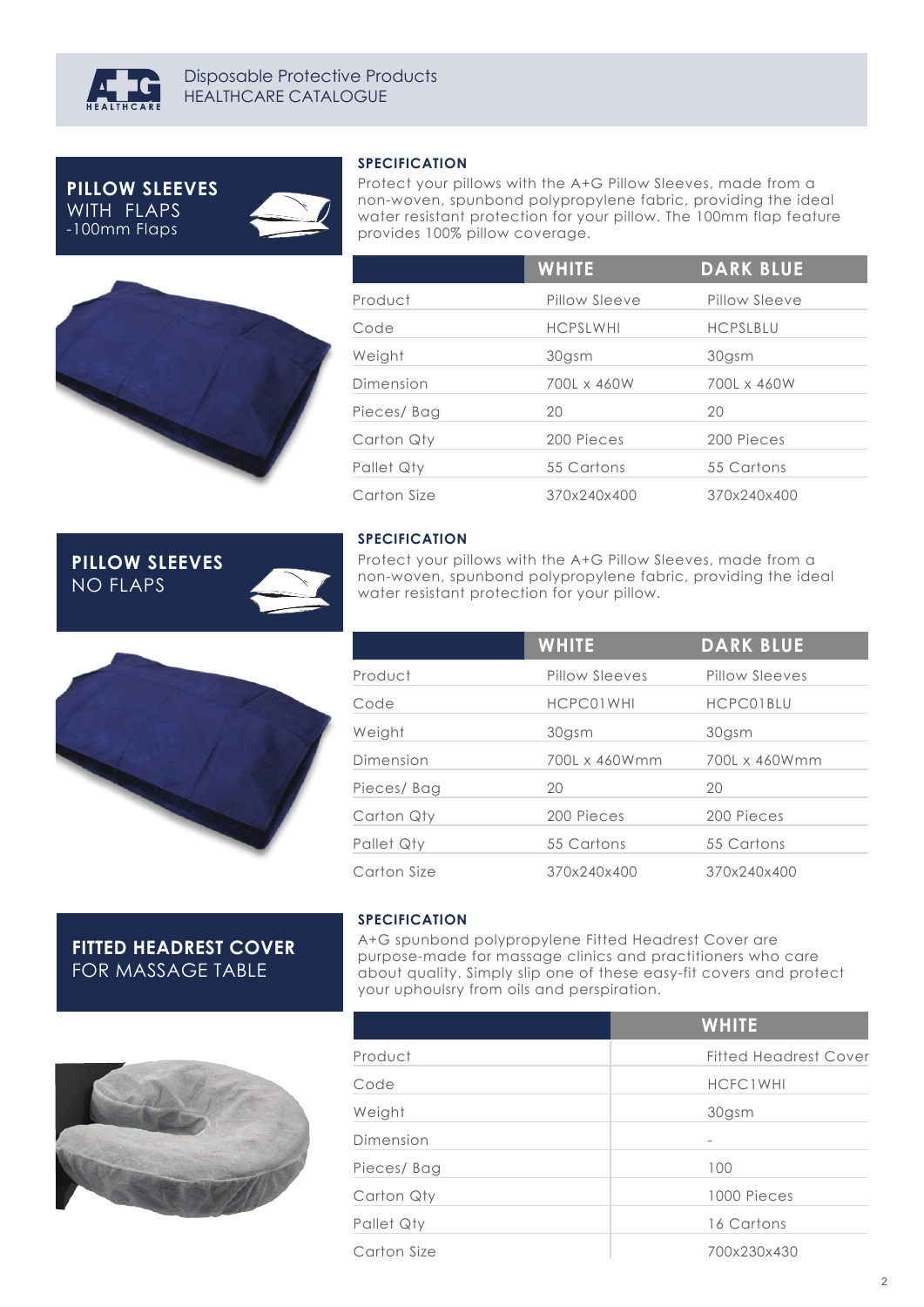## PILLOW SLEEVES WITH FLAPS -100mm Flaps

### SPECIFICATION

Protect your pillows with the A+G Pillow Sleeves, made from a non-woven, spunbond polypropylene fabric, providing the ideal water resistant protection for your pillow. The 100mm flap feature provides 100% pillow coverage.

| | WHITE | DARK BLUE |
|---|---|---|
| Product | Pillow Sleeve | Pillow Sleeve |
| Code | HCPSLWHI | HCPSLBLU |
| Weight | 30gsm | 30gsm |
| Dimension | 700L x 460W | 700L x 460W |
| Pieces/ Bag | 20 | 20 |
| Carton Qty | 200 Pieces | 200 Pieces |
| Pallet Qty | 55 Cartons | 55 Cartons |
| Carton Size | 370x240x400 | 370x240x400 |

## PILLOW SLEEVES NO FLAPS

### SPECIFICATION

Protect your pillows with the A+G Pillow Sleeves, made from a non-woven, spunbond polypropylene fabric, providing the ideal water resistant protection for your pillow.

| | WHITE | DARK BLUE |
|---|---|---|
| Product | Pillow Sleeves | Pillow Sleeves |
| Code | HCPC01WHI | HCPC01BLU |
| Weight | 30gsm | 30gsm |
| Dimension | 700L x 460Wmm | 700L x 460Wmm |
| Pieces/ Bag | 20 | 20 |
| Carton Qty | 200 Pieces | 200 Pieces |
| Pallet Qty | 55 Cartons | 55 Cartons |
| Carton Size | 370x240x400 | 370x240x400 |

## FITTED HEADREST COVER FOR MASSAGE TABLE

### SPECIFICATION

A+G spunbond polypropylene Fitted Headrest Cover are purpose-made for massage clinics and practitioners who care about quality. Simply slip one of these easy-fit covers and protect your uphoulsry from oils and perspiration.

| | WHITE |
|---|---|
| Product | Fitted Headrest Cover |
| Code | HCFC1WHI |
| Weight | 30gsm |
| Dimension | - |
| Pieces/ Bag | 100 |
| Carton Qty | 1000 Pieces |
| Pallet Qty | 16 Cartons |
| Carton Size | 700x230x430 |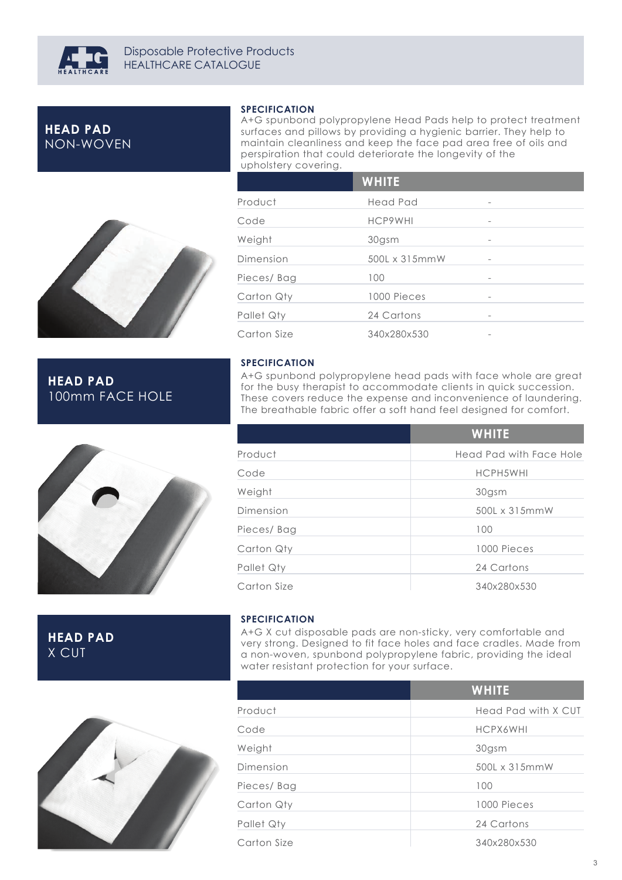## HEAD PAD NON-WOVEN

**SPECIFICATION**

A+G spunbond polypropylene Head Pads help to protect treatment surfaces and pillows by providing a hygienic barrier. They help to maintain cleanliness and keep the face pad area free of oils and perspiration that could deteriorate the longevity of the upholstery covering.

| | WHITE | |
|---|---|---|
| Product | Head Pad | - |
| Code | HCP9WHI | - |
| Weight | 30gsm | - |
| Dimension | 500L x 315mmW | - |
| Pieces/ Bag | 100 | - |
| Carton Qty | 1000 Pieces | - |
| Pallet Qty | 24 Cartons | - |
| Carton Size | 340x280x530 | - |

## HEAD PAD 100mm FACE HOLE

**SPECIFICATION**

A+G spunbond polypropylene head pads with face whole are great for the busy therapist to accommodate clients in quick succession. These covers reduce the expense and inconvenience of laundering. The breathable fabric offer a soft hand feel designed for comfort.

| | WHITE |
|---|---|
| Product | Head Pad with Face Hole |
| Code | HCPH5WHI |
| Weight | 30gsm |
| Dimension | 500L x 315mmW |
| Pieces/ Bag | 100 |
| Carton Qty | 1000 Pieces |
| Pallet Qty | 24 Cartons |
| Carton Size | 340x280x530 |

## HEAD PAD X CUT

**SPECIFICATION**

A+G X cut disposable pads are non-sticky, very comfortable and very strong. Designed to fit face holes and face cradles. Made from a non-woven, spunbond polypropylene fabric, providing the ideal water resistant protection for your surface.

| | WHITE |
|---|---|
| Product | Head Pad with X CUT |
| Code | HCPX6WHI |
| Weight | 30gsm |
| Dimension | 500L x 315mmW |
| Pieces/ Bag | 100 |
| Carton Qty | 1000 Pieces |
| Pallet Qty | 24 Cartons |
| Carton Size | 340x280x530 |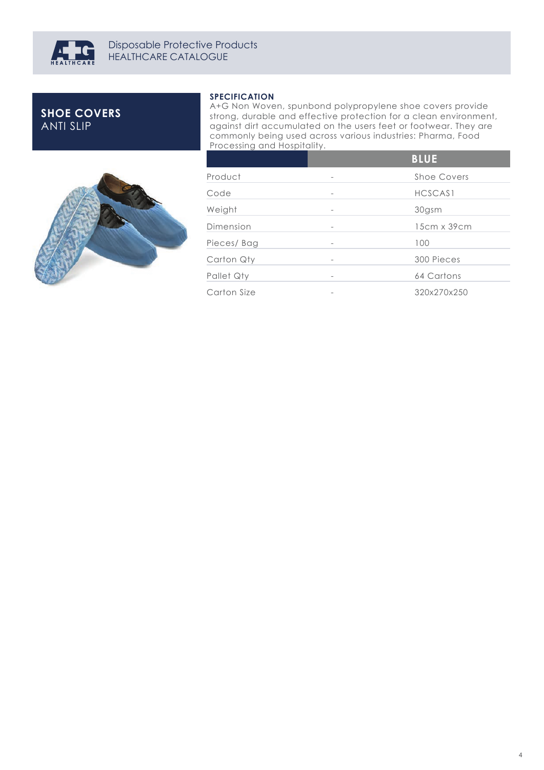## SHOE COVERS
ANTI SLIP

### SPECIFICATION

A+G Non Woven, spunbond polypropylene shoe covers provide strong, durable and effective protection for a clean environment, against dirt accumulated on the users feet or footwear. They are commonly being used across various industries: Pharma, Food Processing and Hospitality.

| | | BLUE |
|---|---|---|
| Product | - | Shoe Covers |
| Code | - | HCSCAS1 |
| Weight | - | 30gsm |
| Dimension | - | 15cm x 39cm |
| Pieces/ Bag | - | 100 |
| Carton Qty | - | 300 Pieces |
| Pallet Qty | - | 64 Cartons |
| Carton Size | - | 320x270x250 |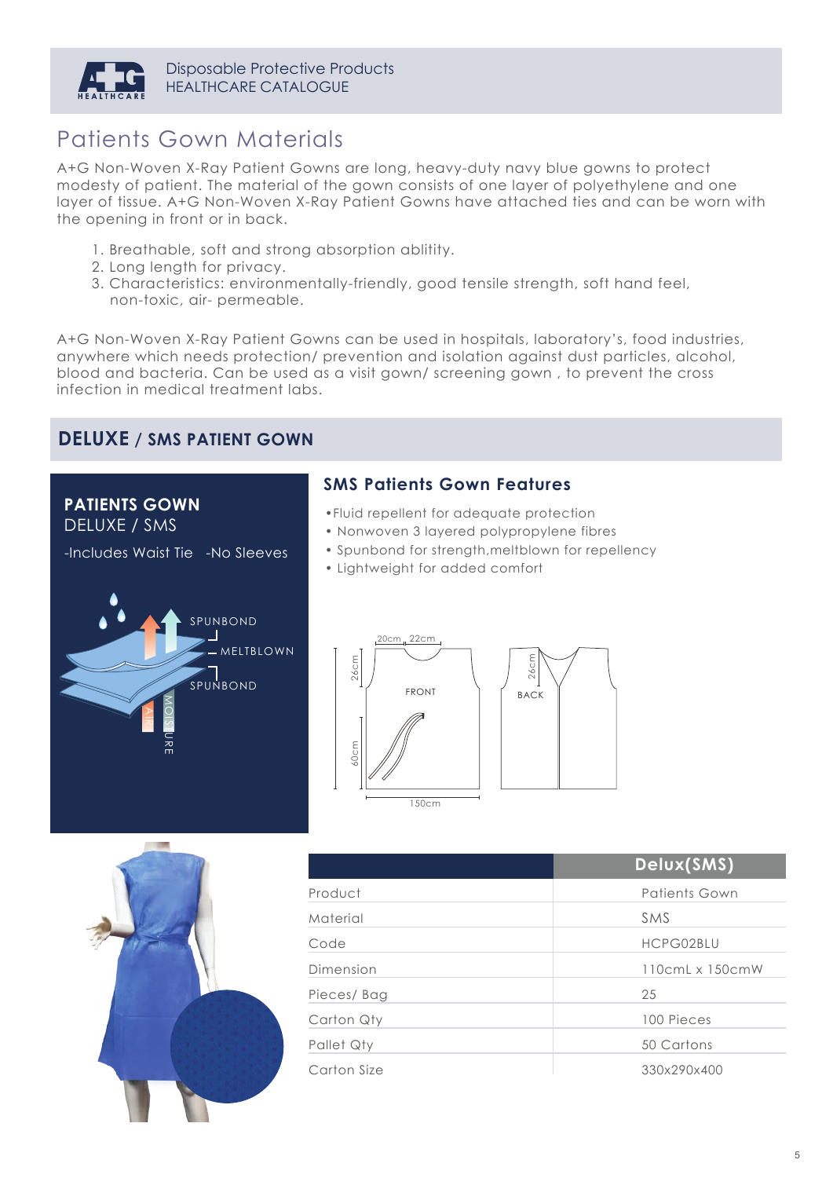# Patients Gown Materials

A+G Non-Woven X-Ray Patient Gowns are long, heavy-duty navy blue gowns to protect modesty of patient. The material of the gown consists of one layer of polyethylene and one layer of tissue. A+G Non-Woven X-Ray Patient Gowns have attached ties and can be worn with the opening in front or in back.

1. Breathable, soft and strong absorption ablitity.
2. Long length for privacy.
3. Characteristics: environmentally-friendly, good tensile strength, soft hand feel, non-toxic, air- permeable.

A+G Non-Woven X-Ray Patient Gowns can be used in hospitals, laboratory's, food industries, anywhere which needs protection/ prevention and isolation against dust particles, alcohol, blood and bacteria. Can be used as a visit gown/ screening gown , to prevent the cross infection in medical treatment labs.

## DELUXE / SMS PATIENT GOWN

**PATIENTS GOWN**
DELUXE / SMS

-Includes Waist Tie -No Sleeves

SPUNBOND
MELTBLOWN
SPUNBOND
AIR
MOISTURE

### SMS Patients Gown Features

- Fluid repellent for adequate protection
- Nonwoven 3 layered polypropylene fibres
- Spunbond for strength,meltblown for repellency
- Lightweight for added comfort

20cm 22cm
26cm
FRONT
60cm
150cm
26cm
BACK

| | Delux(SMS) |
|---|---|
| Product | Patients Gown |
| Material | SMS |
| Code | HCPG02BLU |
| Dimension | 110cmL x 150cmW |
| Pieces/ Bag | 25 |
| Carton Qty | 100 Pieces |
| Pallet Qty | 50 Cartons |
| Carton Size | 330x290x400 |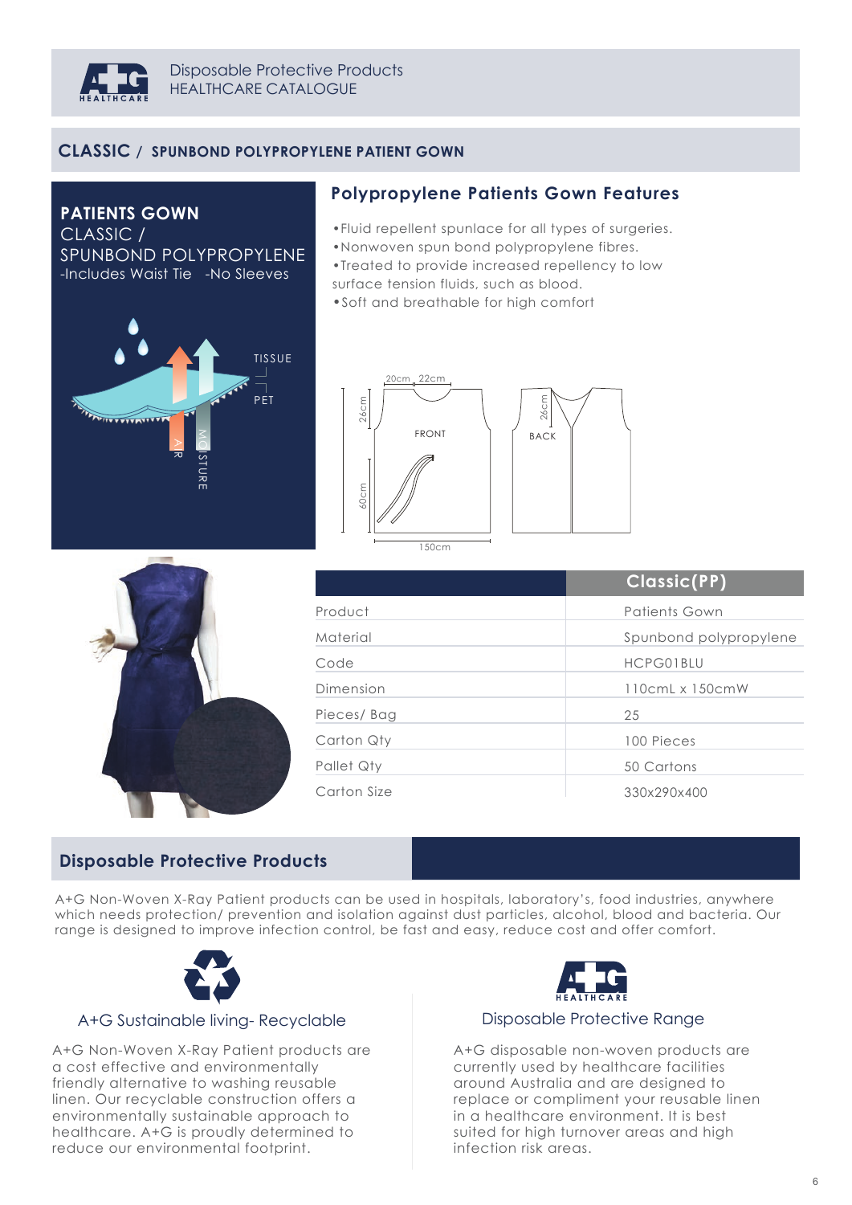Disposable Protective Products
HEALTHCARE CATALOGUE

## CLASSIC / SPUNBOND POLYPROPYLENE PATIENT GOWN

**PATIENTS GOWN**
CLASSIC /
SPUNBOND POLYPROPYLENE
-Includes Waist Tie -No Sleeves

### Polypropylene Patients Gown Features

- Fluid repellent spunlace for all types of surgeries.
- Nonwoven spun bond polypropylene fibres.
- Treated to provide increased repellency to low surface tension fluids, such as blood.
- Soft and breathable for high comfort

| | Classic(PP) |
|---|---|
| Product | Patients Gown |
| Material | Spunbond polypropylene |
| Code | HCPG01BLU |
| Dimension | 110cmL x 150cmW |
| Pieces/ Bag | 25 |
| Carton Qty | 100 Pieces |
| Pallet Qty | 50 Cartons |
| Carton Size | 330x290x400 |

## Disposable Protective Products

A+G Non-Woven X-Ray Patient products can be used in hospitals, laboratory's, food industries, anywhere which needs protection/ prevention and isolation against dust particles, alcohol, blood and bacteria. Our range is designed to improve infection control, be fast and easy, reduce cost and offer comfort.

### A+G Sustainable living- Recyclable

A+G Non-Woven X-Ray Patient products are a cost effective and environmentally friendly alternative to washing reusable linen. Our recyclable construction offers a environmentally sustainable approach to healthcare. A+G is proudly determined to reduce our environmental footprint.

### Disposable Protective Range

A+G disposable non-woven products are currently used by healthcare facilities around Australia and are designed to replace or compliment your reusable linen in a healthcare environment. It is best suited for high turnover areas and high infection risk areas.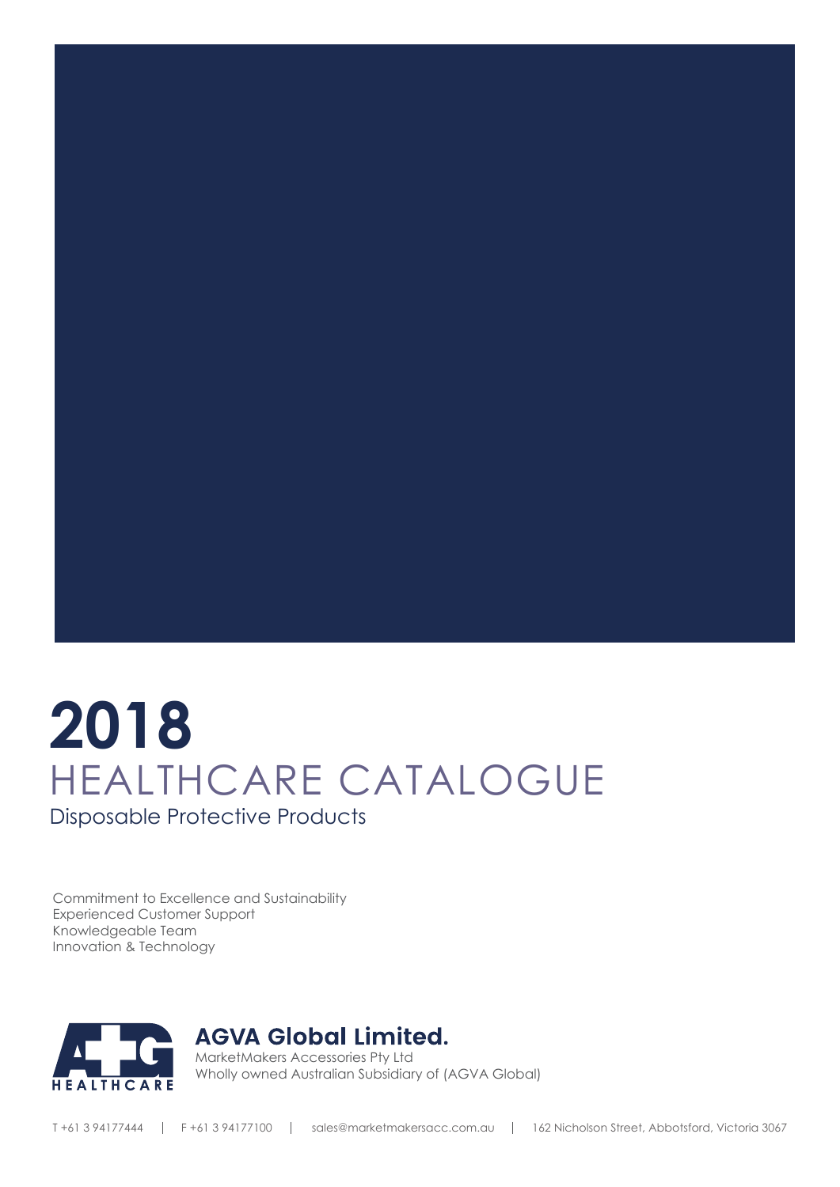# 2018
## HEALTHCARE CATALOGUE
Disposable Protective Products

Commitment to Excellence and Sustainability
Experienced Customer Support
Knowledgeable Team
Innovation & Technology

HEALTHCARE

**AGVA Global Limited.**
MarketMakers Accessories Pty Ltd
Wholly owned Australian Subsidiary of (AGVA Global)

T +61 3 94177444 | F +61 3 94177100 | sales@marketmakersacc.com.au | 162 Nicholson Street, Abbotsford, Victoria 3067